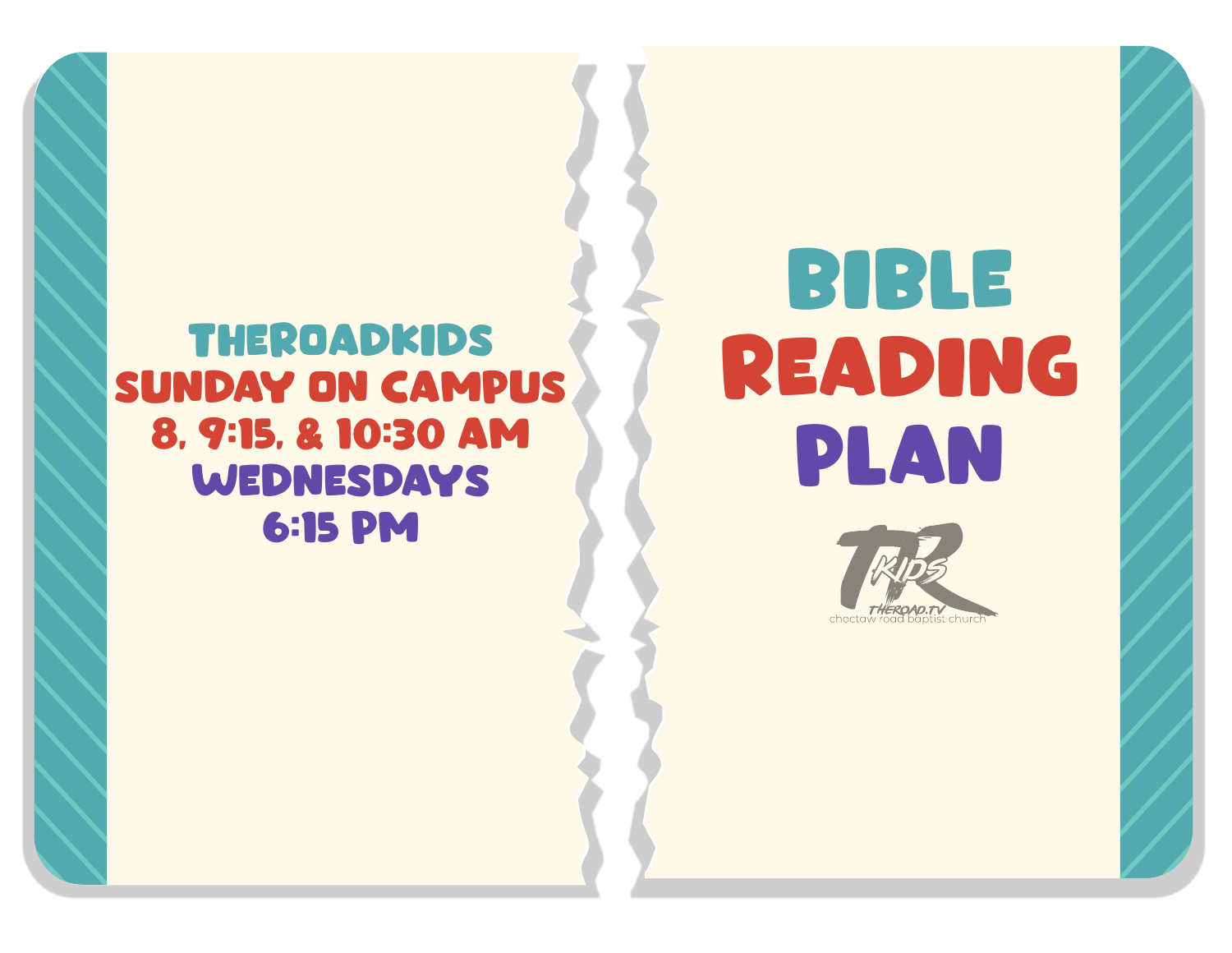THEROADKIDS

SUNDAY ON CAMPUS

8, 9:15, & 10:30 AM

WEDNESDAYS

6:15 PM

# BIBLE READING PLAN

TR KIDS

THEROAD.TV

choctaw road baptist church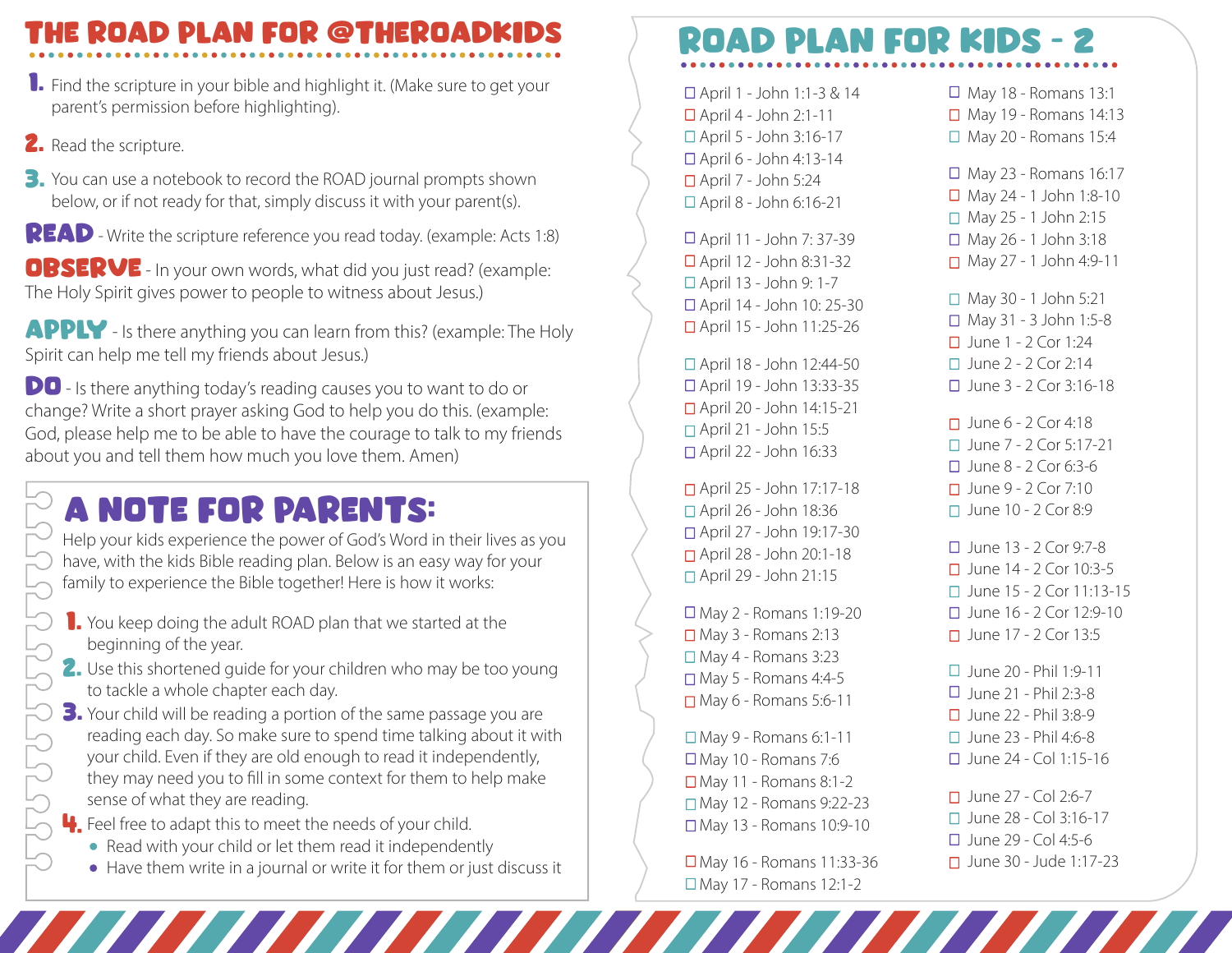# THE ROAD PLAN FOR @THEROADKIDS

1. Find the scripture in your bible and highlight it. (Make sure to get your parent's permission before highlighting).
2. Read the scripture.
3. You can use a notebook to record the ROAD journal prompts shown below, or if not ready for that, simply discuss it with your parent(s).

**READ** - Write the scripture reference you read today. (example: Acts 1:8)

**OBSERVE** - In your own words, what did you just read? (example: The Holy Spirit gives power to people to witness about Jesus.)

**APPLY** - Is there anything you can learn from this? (example: The Holy Spirit can help me tell my friends about Jesus.)

**DO** - Is there anything today's reading causes you to want to do or change? Write a short prayer asking God to help you do this. (example: God, please help me to be able to have the courage to talk to my friends about you and tell them how much you love them. Amen)

## A NOTE FOR PARENTS:

Help your kids experience the power of God's Word in their lives as you have, with the kids Bible reading plan. Below is an easy way for your family to experience the Bible together! Here is how it works:

1. You keep doing the adult ROAD plan that we started at the beginning of the year.
2. Use this shortened guide for your children who may be too young to tackle a whole chapter each day.
3. Your child will be reading a portion of the same passage you are reading each day. So make sure to spend time talking about it with your child. Even if they are old enough to read it independently, they may need you to fill in some context for them to help make sense of what they are reading.
4. Feel free to adapt this to meet the needs of your child.
   - Read with your child or let them read it independently
   - Have them write in a journal or write it for them or just discuss it

# ROAD PLAN FOR KIDS - 2

- ☐ April 1 - John 1:1-3 & 14
- ☐ April 4 - John 2:1-11
- ☐ April 5 - John 3:16-17
- ☐ April 6 - John 4:13-14
- ☐ April 7 - John 5:24
- ☐ April 8 - John 6:16-21

- ☐ April 11 - John 7: 37-39
- ☐ April 12 - John 8:31-32
- ☐ April 13 - John 9: 1-7
- ☐ April 14 - John 10: 25-30
- ☐ April 15 - John 11:25-26

- ☐ April 18 - John 12:44-50
- ☐ April 19 - John 13:33-35
- ☐ April 20 - John 14:15-21
- ☐ April 21 - John 15:5
- ☐ April 22 - John 16:33

- ☐ April 25 - John 17:17-18
- ☐ April 26 - John 18:36
- ☐ April 27 - John 19:17-30
- ☐ April 28 - John 20:1-18
- ☐ April 29 - John 21:15

- ☐ May 2 - Romans 1:19-20
- ☐ May 3 - Romans 2:13
- ☐ May 4 - Romans 3:23
- ☐ May 5 - Romans 4:4-5
- ☐ May 6 - Romans 5:6-11

- ☐ May 9 - Romans 6:1-11
- ☐ May 10 - Romans 7:6
- ☐ May 11 - Romans 8:1-2
- ☐ May 12 - Romans 9:22-23
- ☐ May 13 - Romans 10:9-10

- ☐ May 16 - Romans 11:33-36
- ☐ May 17 - Romans 12:1-2
- ☐ May 18 - Romans 13:1
- ☐ May 19 - Romans 14:13
- ☐ May 20 - Romans 15:4

- ☐ May 23 - Romans 16:17
- ☐ May 24 - 1 John 1:8-10
- ☐ May 25 - 1 John 2:15
- ☐ May 26 - 1 John 3:18
- ☐ May 27 - 1 John 4:9-11

- ☐ May 30 - 1 John 5:21
- ☐ May 31 - 3 John 1:5-8
- ☐ June 1 - 2 Cor 1:24
- ☐ June 2 - 2 Cor 2:14
- ☐ June 3 - 2 Cor 3:16-18

- ☐ June 6 - 2 Cor 4:18
- ☐ June 7 - 2 Cor 5:17-21
- ☐ June 8 - 2 Cor 6:3-6
- ☐ June 9 - 2 Cor 7:10
- ☐ June 10 - 2 Cor 8:9

- ☐ June 13 - 2 Cor 9:7-8
- ☐ June 14 - 2 Cor 10:3-5
- ☐ June 15 - 2 Cor 11:13-15
- ☐ June 16 - 2 Cor 12:9-10
- ☐ June 17 - 2 Cor 13:5

- ☐ June 20 - Phil 1:9-11
- ☐ June 21 - Phil 2:3-8
- ☐ June 22 - Phil 3:8-9
- ☐ June 23 - Phil 4:6-8
- ☐ June 24 - Col 1:15-16

- ☐ June 27 - Col 2:6-7
- ☐ June 28 - Col 3:16-17
- ☐ June 29 - Col 4:5-6
- ☐ June 30 - Jude 1:17-23